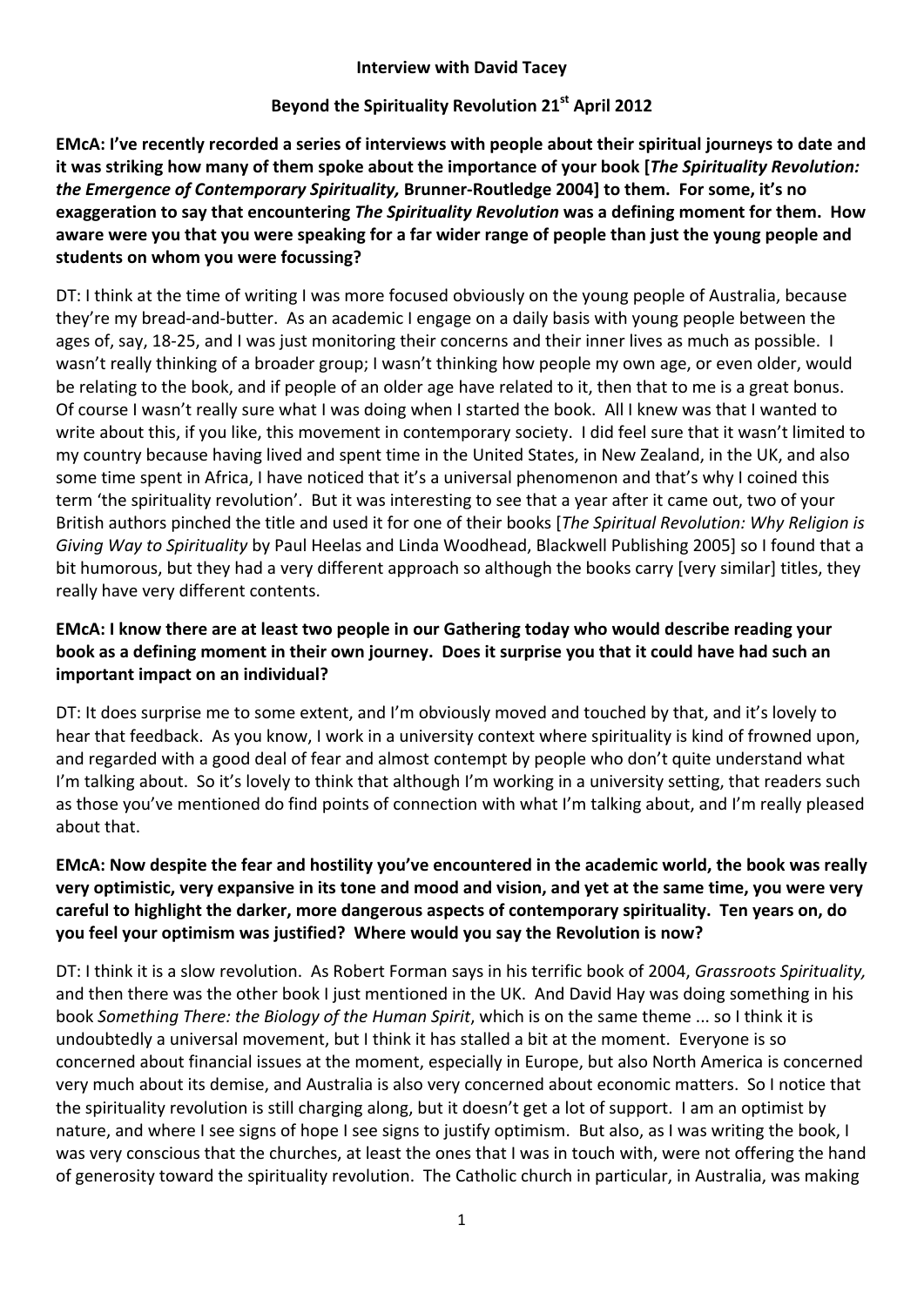**Interview with David Tacey**

**Beyond the Spirituality Revolution 21st April 2012**

**EMcA: I've recently recorded a series of interviews with people about their spiritual journeys to date and it was striking how many of them spoke about the importance of your book [*The Spirituality Revolution: the Emergence of Contemporary Spirituality,* Brunner-Routledge 2004] to them. For some, it's no exaggeration to say that encountering *The Spirituality Revolution* was a defining moment for them. How aware were you that you were speaking for a far wider range of people than just the young people and students on whom you were focussing?**

DT: I think at the time of writing I was more focused obviously on the young people of Australia, because they're my bread-and-butter. As an academic I engage on a daily basis with young people between the ages of, say, 18-25, and I was just monitoring their concerns and their inner lives as much as possible. I wasn't really thinking of a broader group; I wasn't thinking how people my own age, or even older, would be relating to the book, and if people of an older age have related to it, then that to me is a great bonus. Of course I wasn't really sure what I was doing when I started the book. All I knew was that I wanted to write about this, if you like, this movement in contemporary society. I did feel sure that it wasn't limited to my country because having lived and spent time in the United States, in New Zealand, in the UK, and also some time spent in Africa, I have noticed that it's a universal phenomenon and that's why I coined this term 'the spirituality revolution'. But it was interesting to see that a year after it came out, two of your British authors pinched the title and used it for one of their books [*The Spiritual Revolution: Why Religion is Giving Way to Spirituality* by Paul Heelas and Linda Woodhead, Blackwell Publishing 2005] so I found that a bit humorous, but they had a very different approach so although the books carry [very similar] titles, they really have very different contents.

**EMcA: I know there are at least two people in our Gathering today who would describe reading your book as a defining moment in their own journey. Does it surprise you that it could have had such an important impact on an individual?**

DT: It does surprise me to some extent, and I'm obviously moved and touched by that, and it's lovely to hear that feedback. As you know, I work in a university context where spirituality is kind of frowned upon, and regarded with a good deal of fear and almost contempt by people who don't quite understand what I'm talking about. So it's lovely to think that although I'm working in a university setting, that readers such as those you've mentioned do find points of connection with what I'm talking about, and I'm really pleased about that.

**EMcA: Now despite the fear and hostility you've encountered in the academic world, the book was really very optimistic, very expansive in its tone and mood and vision, and yet at the same time, you were very careful to highlight the darker, more dangerous aspects of contemporary spirituality. Ten years on, do you feel your optimism was justified? Where would you say the Revolution is now?**

DT: I think it is a slow revolution. As Robert Forman says in his terrific book of 2004, *Grassroots Spirituality,* and then there was the other book I just mentioned in the UK. And David Hay was doing something in his book *Something There: the Biology of the Human Spirit*, which is on the same theme ... so I think it is undoubtedly a universal movement, but I think it has stalled a bit at the moment. Everyone is so concerned about financial issues at the moment, especially in Europe, but also North America is concerned very much about its demise, and Australia is also very concerned about economic matters. So I notice that the spirituality revolution is still charging along, but it doesn't get a lot of support. I am an optimist by nature, and where I see signs of hope I see signs to justify optimism. But also, as I was writing the book, I was very conscious that the churches, at least the ones that I was in touch with, were not offering the hand of generosity toward the spirituality revolution. The Catholic church in particular, in Australia, was making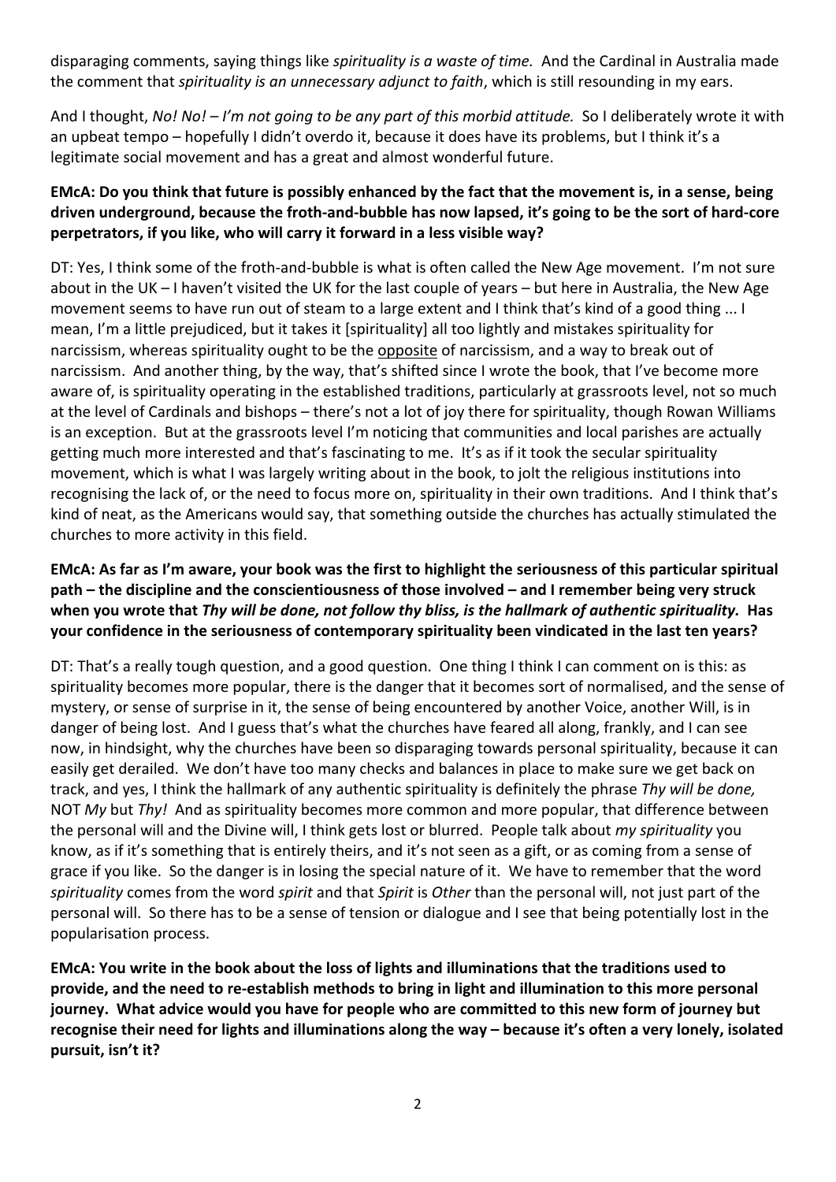disparaging comments, saying things like *spirituality is a waste of time.* And the Cardinal in Australia made the comment that *spirituality is an unnecessary adjunct to faith*, which is still resounding in my ears.

And I thought, *No! No! – I'm not going to be any part of this morbid attitude.* So I deliberately wrote it with an upbeat tempo – hopefully I didn't overdo it, because it does have its problems, but I think it's a legitimate social movement and has a great and almost wonderful future.

**EMcA: Do you think that future is possibly enhanced by the fact that the movement is, in a sense, being driven underground, because the froth-and-bubble has now lapsed, it's going to be the sort of hard-core perpetrators, if you like, who will carry it forward in a less visible way?**

DT: Yes, I think some of the froth-and-bubble is what is often called the New Age movement. I'm not sure about in the UK – I haven't visited the UK for the last couple of years – but here in Australia, the New Age movement seems to have run out of steam to a large extent and I think that's kind of a good thing ... I mean, I'm a little prejudiced, but it takes it [spirituality] all too lightly and mistakes spirituality for narcissism, whereas spirituality ought to be the <u>opposite</u> of narcissism, and a way to break out of narcissism. And another thing, by the way, that's shifted since I wrote the book, that I've become more aware of, is spirituality operating in the established traditions, particularly at grassroots level, not so much at the level of Cardinals and bishops – there's not a lot of joy there for spirituality, though Rowan Williams is an exception. But at the grassroots level I'm noticing that communities and local parishes are actually getting much more interested and that's fascinating to me. It's as if it took the secular spirituality movement, which is what I was largely writing about in the book, to jolt the religious institutions into recognising the lack of, or the need to focus more on, spirituality in their own traditions. And I think that's kind of neat, as the Americans would say, that something outside the churches has actually stimulated the churches to more activity in this field.

**EMcA: As far as I'm aware, your book was the first to highlight the seriousness of this particular spiritual path – the discipline and the conscientiousness of those involved – and I remember being very struck when you wrote that *Thy will be done, not follow thy bliss, is the hallmark of authentic spirituality.* Has your confidence in the seriousness of contemporary spirituality been vindicated in the last ten years?**

DT: That's a really tough question, and a good question. One thing I think I can comment on is this: as spirituality becomes more popular, there is the danger that it becomes sort of normalised, and the sense of mystery, or sense of surprise in it, the sense of being encountered by another Voice, another Will, is in danger of being lost. And I guess that's what the churches have feared all along, frankly, and I can see now, in hindsight, why the churches have been so disparaging towards personal spirituality, because it can easily get derailed. We don't have too many checks and balances in place to make sure we get back on track, and yes, I think the hallmark of any authentic spirituality is definitely the phrase *Thy will be done,* NOT *My* but *Thy!* And as spirituality becomes more common and more popular, that difference between the personal will and the Divine will, I think gets lost or blurred. People talk about *my spirituality* you know, as if it's something that is entirely theirs, and it's not seen as a gift, or as coming from a sense of grace if you like. So the danger is in losing the special nature of it. We have to remember that the word *spirituality* comes from the word *spirit* and that *Spirit* is *Other* than the personal will, not just part of the personal will. So there has to be a sense of tension or dialogue and I see that being potentially lost in the popularisation process.

**EMcA: You write in the book about the loss of lights and illuminations that the traditions used to provide, and the need to re-establish methods to bring in light and illumination to this more personal journey. What advice would you have for people who are committed to this new form of journey but recognise their need for lights and illuminations along the way – because it's often a very lonely, isolated pursuit, isn't it?**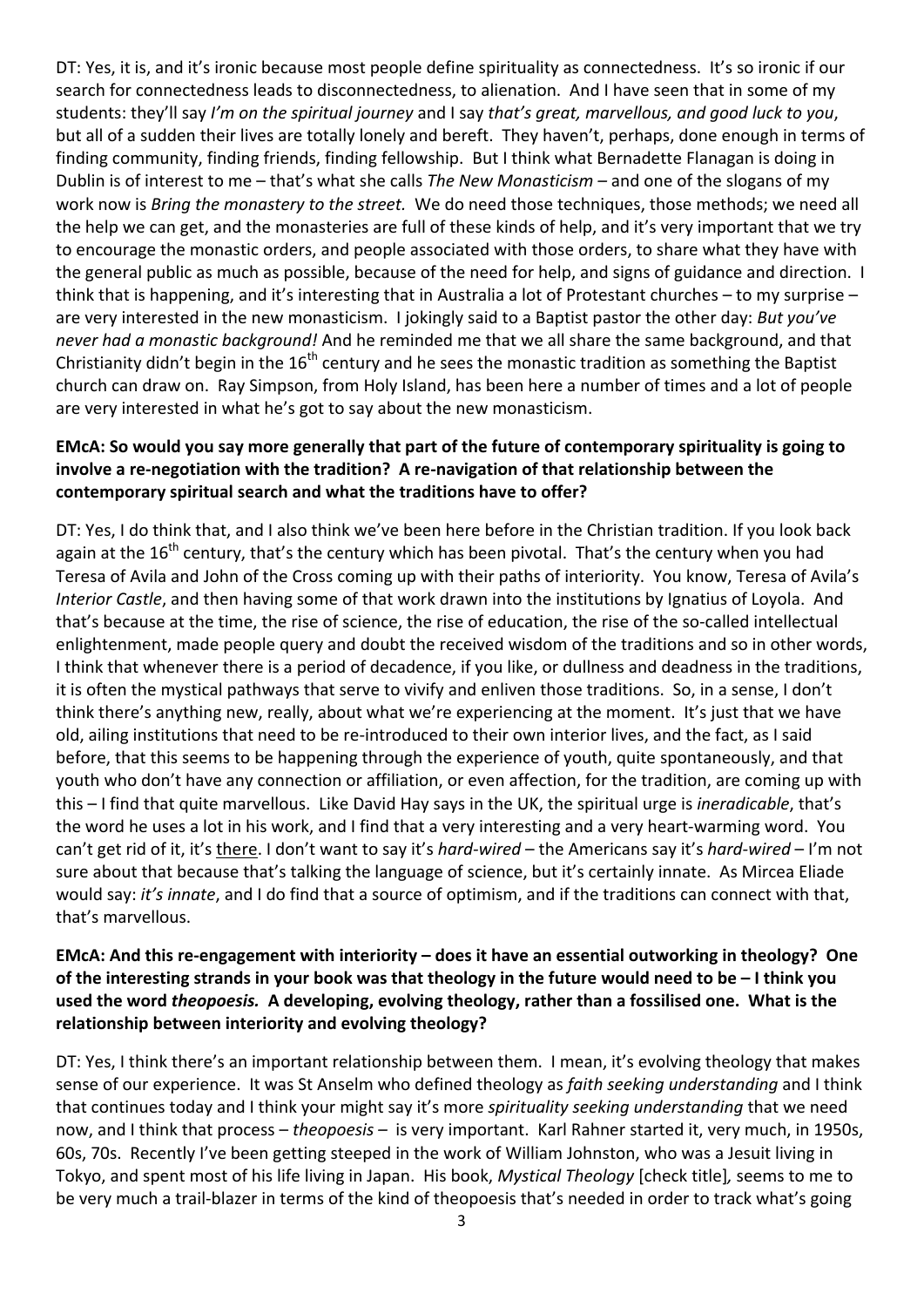DT: Yes, it is, and it's ironic because most people define spirituality as connectedness. It's so ironic if our search for connectedness leads to disconnectedness, to alienation. And I have seen that in some of my students: they'll say *I'm on the spiritual journey* and I say *that's great, marvellous, and good luck to you*, but all of a sudden their lives are totally lonely and bereft. They haven't, perhaps, done enough in terms of finding community, finding friends, finding fellowship. But I think what Bernadette Flanagan is doing in Dublin is of interest to me – that's what she calls *The New Monasticism* – and one of the slogans of my work now is *Bring the monastery to the street.* We do need those techniques, those methods; we need all the help we can get, and the monasteries are full of these kinds of help, and it's very important that we try to encourage the monastic orders, and people associated with those orders, to share what they have with the general public as much as possible, because of the need for help, and signs of guidance and direction. I think that is happening, and it's interesting that in Australia a lot of Protestant churches – to my surprise – are very interested in the new monasticism. I jokingly said to a Baptist pastor the other day: *But you've never had a monastic background!* And he reminded me that we all share the same background, and that Christianity didn't begin in the 16th century and he sees the monastic tradition as something the Baptist church can draw on. Ray Simpson, from Holy Island, has been here a number of times and a lot of people are very interested in what he's got to say about the new monasticism.

**EMcA: So would you say more generally that part of the future of contemporary spirituality is going to involve a re-negotiation with the tradition? A re-navigation of that relationship between the contemporary spiritual search and what the traditions have to offer?**

DT: Yes, I do think that, and I also think we've been here before in the Christian tradition. If you look back again at the 16th century, that's the century which has been pivotal. That's the century when you had Teresa of Avila and John of the Cross coming up with their paths of interiority. You know, Teresa of Avila's *Interior Castle*, and then having some of that work drawn into the institutions by Ignatius of Loyola. And that's because at the time, the rise of science, the rise of education, the rise of the so-called intellectual enlightenment, made people query and doubt the received wisdom of the traditions and so in other words, I think that whenever there is a period of decadence, if you like, or dullness and deadness in the traditions, it is often the mystical pathways that serve to vivify and enliven those traditions. So, in a sense, I don't think there's anything new, really, about what we're experiencing at the moment. It's just that we have old, ailing institutions that need to be re-introduced to their own interior lives, and the fact, as I said before, that this seems to be happening through the experience of youth, quite spontaneously, and that youth who don't have any connection or affiliation, or even affection, for the tradition, are coming up with this – I find that quite marvellous. Like David Hay says in the UK, the spiritual urge is *ineradicable*, that's the word he uses a lot in his work, and I find that a very interesting and a very heart-warming word. You can't get rid of it, it's there. I don't want to say it's *hard-wired* – the Americans say it's *hard-wired* – I'm not sure about that because that's talking the language of science, but it's certainly innate. As Mircea Eliade would say: *it's innate*, and I do find that a source of optimism, and if the traditions can connect with that, that's marvellous.

**EMcA: And this re-engagement with interiority – does it have an essential outworking in theology? One of the interesting strands in your book was that theology in the future would need to be – I think you used the word *theopoesis.* A developing, evolving theology, rather than a fossilised one. What is the relationship between interiority and evolving theology?**

DT: Yes, I think there's an important relationship between them. I mean, it's evolving theology that makes sense of our experience. It was St Anselm who defined theology as *faith seeking understanding* and I think that continues today and I think your might say it's more *spirituality seeking understanding* that we need now, and I think that process – *theopoesis* – is very important. Karl Rahner started it, very much, in 1950s, 60s, 70s. Recently I've been getting steeped in the work of William Johnston, who was a Jesuit living in Tokyo, and spent most of his life living in Japan. His book, *Mystical Theology* [check title], seems to me to be very much a trail-blazer in terms of the kind of theopoesis that's needed in order to track what's going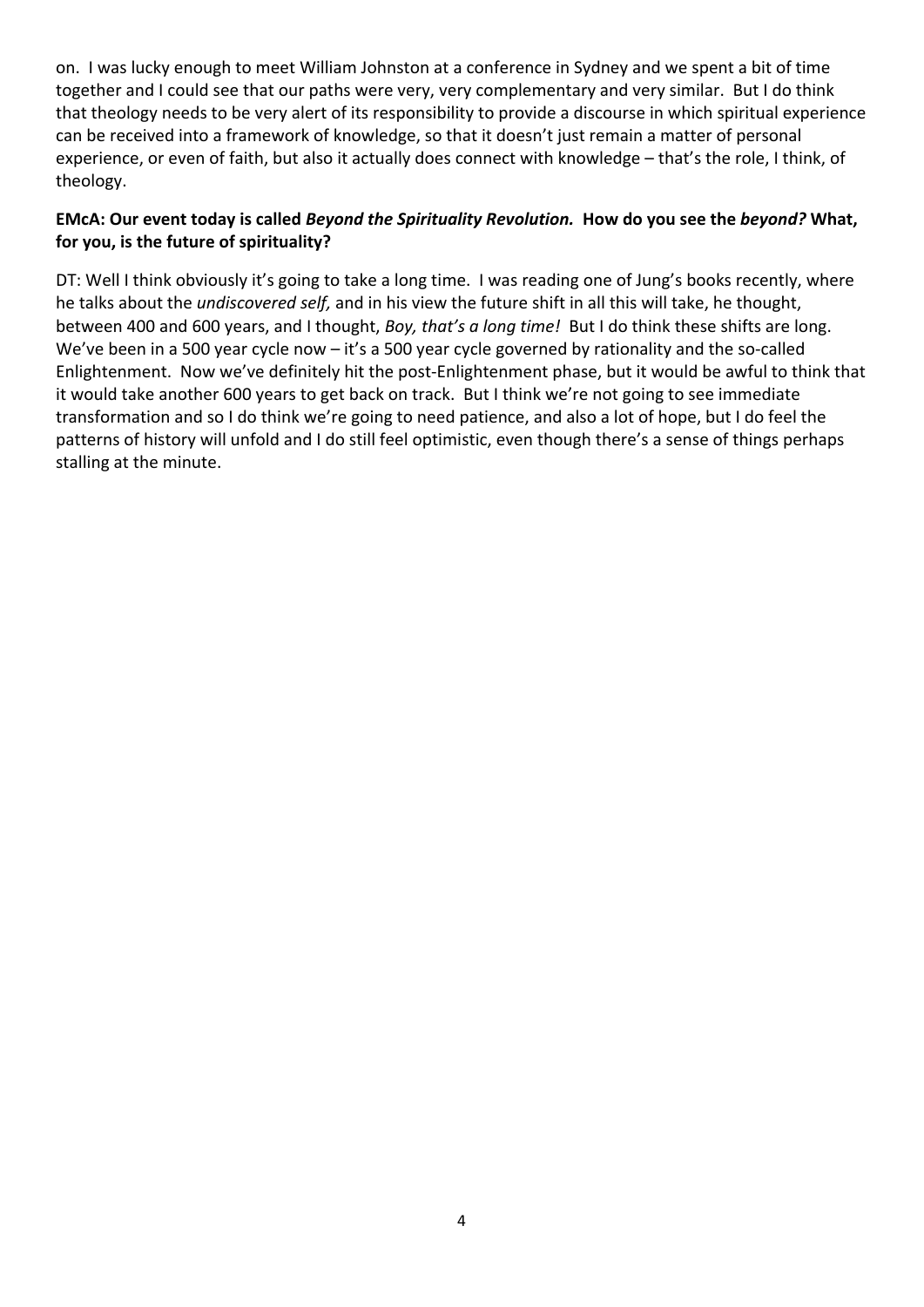on. I was lucky enough to meet William Johnston at a conference in Sydney and we spent a bit of time together and I could see that our paths were very, very complementary and very similar. But I do think that theology needs to be very alert of its responsibility to provide a discourse in which spiritual experience can be received into a framework of knowledge, so that it doesn't just remain a matter of personal experience, or even of faith, but also it actually does connect with knowledge – that's the role, I think, of theology.

**EMcA: Our event today is called *Beyond the Spirituality Revolution.* How do you see the *beyond?* What, for you, is the future of spirituality?**

DT: Well I think obviously it's going to take a long time. I was reading one of Jung's books recently, where he talks about the *undiscovered self,* and in his view the future shift in all this will take, he thought, between 400 and 600 years, and I thought, *Boy, that's a long time!* But I do think these shifts are long. We've been in a 500 year cycle now – it's a 500 year cycle governed by rationality and the so-called Enlightenment. Now we've definitely hit the post-Enlightenment phase, but it would be awful to think that it would take another 600 years to get back on track. But I think we're not going to see immediate transformation and so I do think we're going to need patience, and also a lot of hope, but I do feel the patterns of history will unfold and I do still feel optimistic, even though there's a sense of things perhaps stalling at the minute.